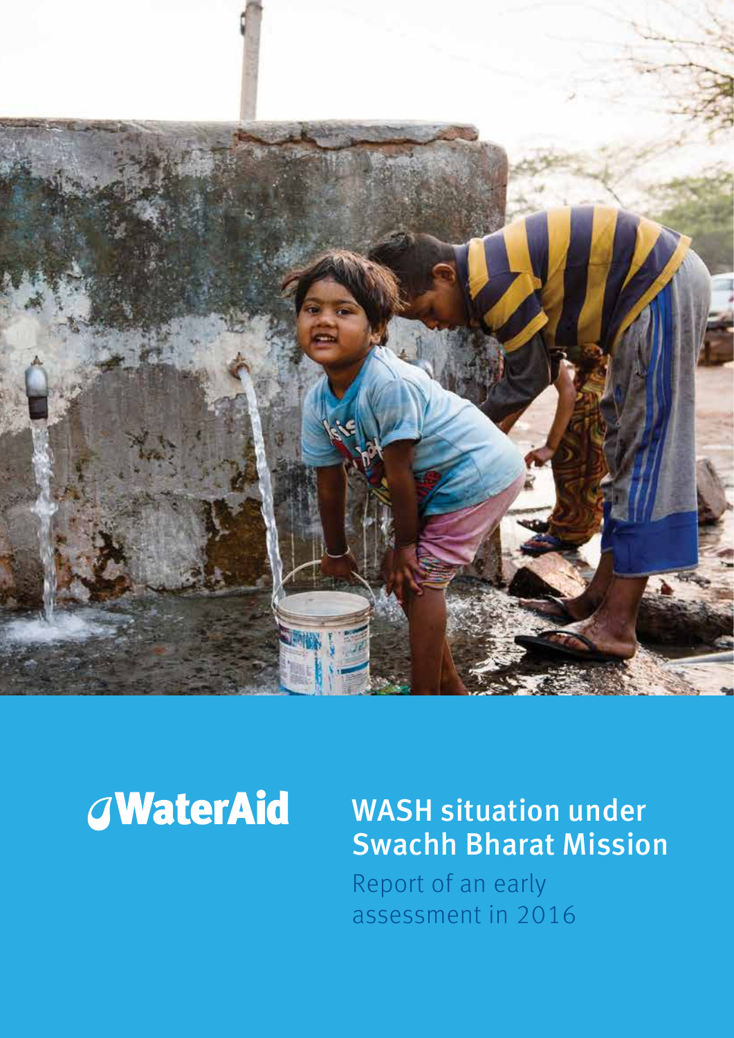WaterAid

# WASH situation under Swachh Bharat Mission

Report of an early assessment in 2016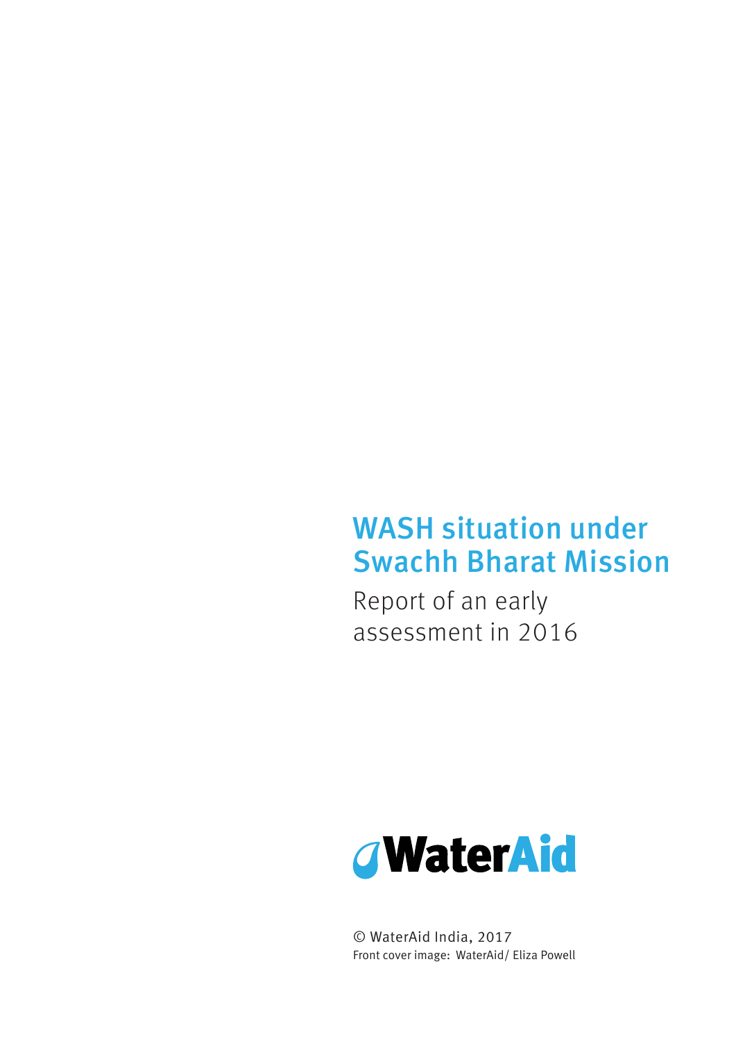# WASH situation under Swachh Bharat Mission

Report of an early assessment in 2016

WaterAid

© WaterAid India, 2017
Front cover image: WaterAid/ Eliza Powell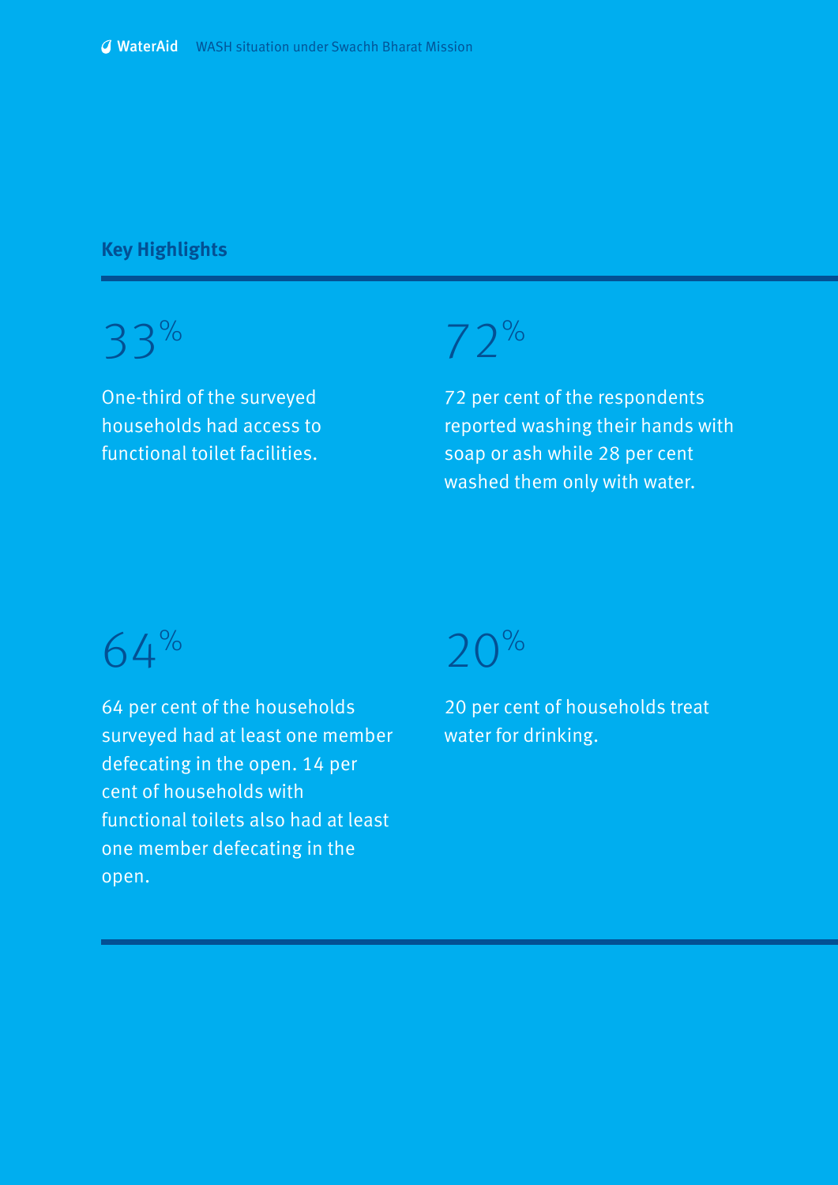## Key Highlights

33%

One-third of the surveyed households had access to functional toilet facilities.

72%

72 per cent of the respondents reported washing their hands with soap or ash while 28 per cent washed them only with water.

64%

64 per cent of the households surveyed had at least one member defecating in the open. 14 per cent of households with functional toilets also had at least one member defecating in the open.

20%

20 per cent of households treat water for drinking.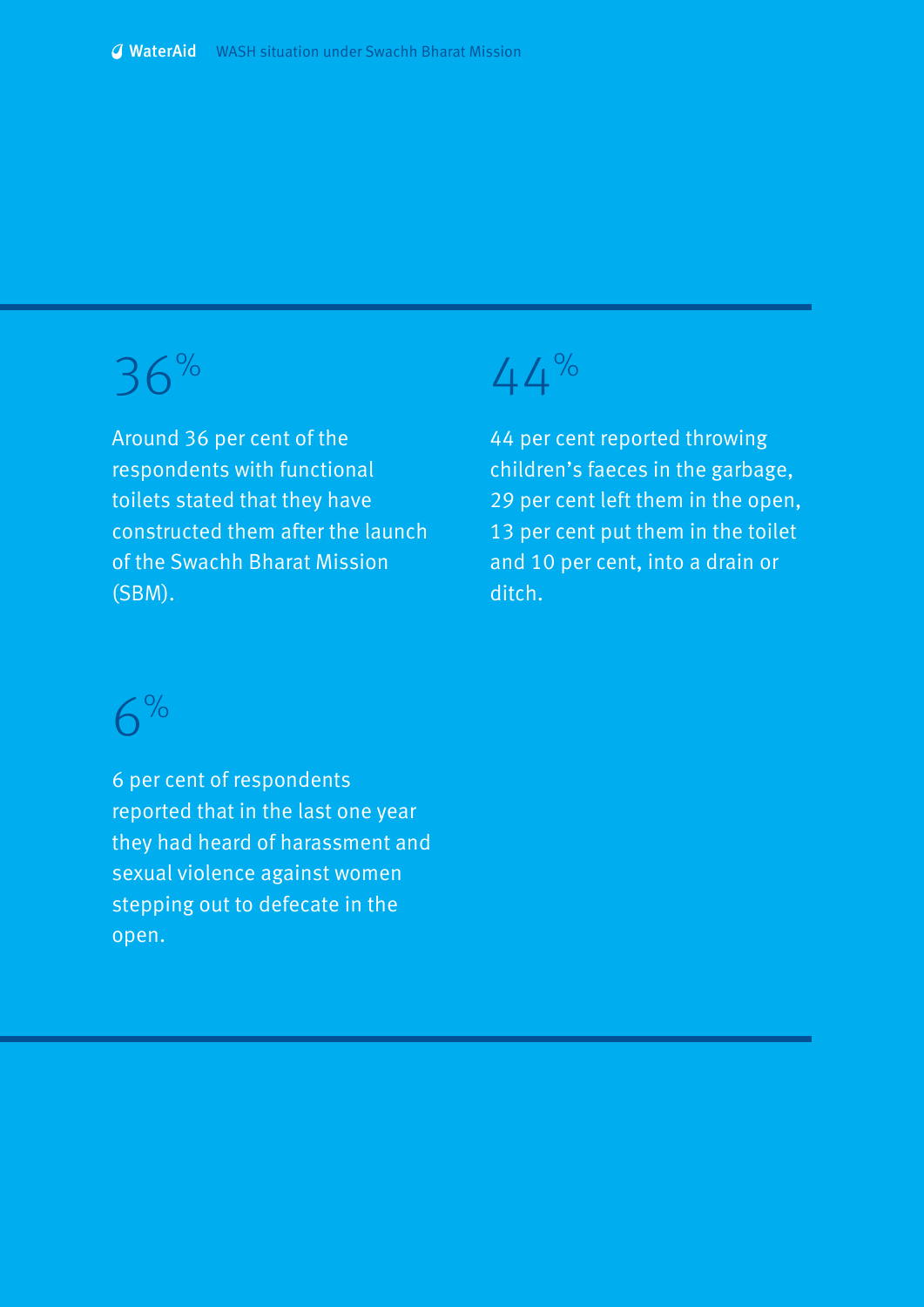36%

Around 36 per cent of the respondents with functional toilets stated that they have constructed them after the launch of the Swachh Bharat Mission (SBM).

44%

44 per cent reported throwing children's faeces in the garbage, 29 per cent left them in the open, 13 per cent put them in the toilet and 10 per cent, into a drain or ditch.

6%

6 per cent of respondents reported that in the last one year they had heard of harassment and sexual violence against women stepping out to defecate in the open.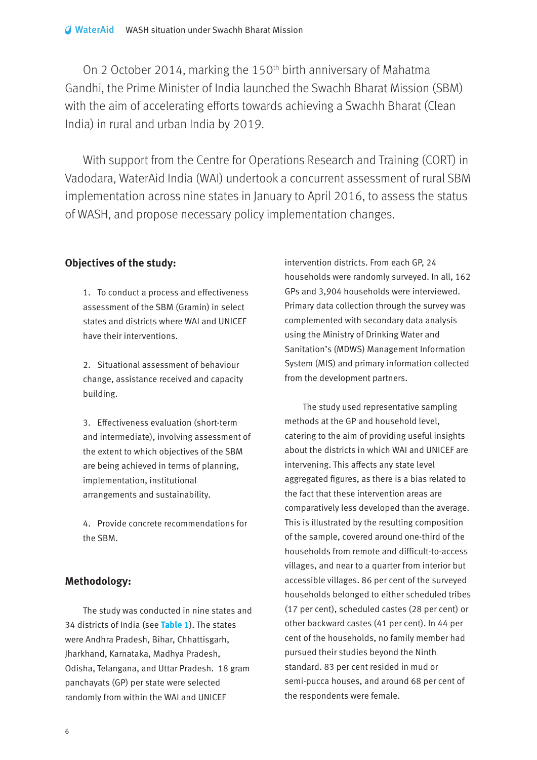On 2 October 2014, marking the 150th birth anniversary of Mahatma Gandhi, the Prime Minister of India launched the Swachh Bharat Mission (SBM) with the aim of accelerating efforts towards achieving a Swachh Bharat (Clean India) in rural and urban India by 2019.

With support from the Centre for Operations Research and Training (CORT) in Vadodara, WaterAid India (WAI) undertook a concurrent assessment of rural SBM implementation across nine states in January to April 2016, to assess the status of WASH, and propose necessary policy implementation changes.

## Objectives of the study:

1. To conduct a process and effectiveness assessment of the SBM (Gramin) in select states and districts where WAI and UNICEF have their interventions.
2. Situational assessment of behaviour change, assistance received and capacity building.
3. Effectiveness evaluation (short-term and intermediate), involving assessment of the extent to which objectives of the SBM are being achieved in terms of planning, implementation, institutional arrangements and sustainability.
4. Provide concrete recommendations for the SBM.

## Methodology:

The study was conducted in nine states and 34 districts of India (see **Table 1**). The states were Andhra Pradesh, Bihar, Chhattisgarh, Jharkhand, Karnataka, Madhya Pradesh, Odisha, Telangana, and Uttar Pradesh. 18 gram panchayats (GP) per state were selected randomly from within the WAI and UNICEF intervention districts. From each GP, 24 households were randomly surveyed. In all, 162 GPs and 3,904 households were interviewed. Primary data collection through the survey was complemented with secondary data analysis using the Ministry of Drinking Water and Sanitation's (MDWS) Management Information System (MIS) and primary information collected from the development partners.

The study used representative sampling methods at the GP and household level, catering to the aim of providing useful insights about the districts in which WAI and UNICEF are intervening. This affects any state level aggregated figures, as there is a bias related to the fact that these intervention areas are comparatively less developed than the average. This is illustrated by the resulting composition of the sample, covered around one-third of the households from remote and difficult-to-access villages, and near to a quarter from interior but accessible villages. 86 per cent of the surveyed households belonged to either scheduled tribes (17 per cent), scheduled castes (28 per cent) or other backward castes (41 per cent). In 44 per cent of the households, no family member had pursued their studies beyond the Ninth standard. 83 per cent resided in mud or semi-pucca houses, and around 68 per cent of the respondents were female.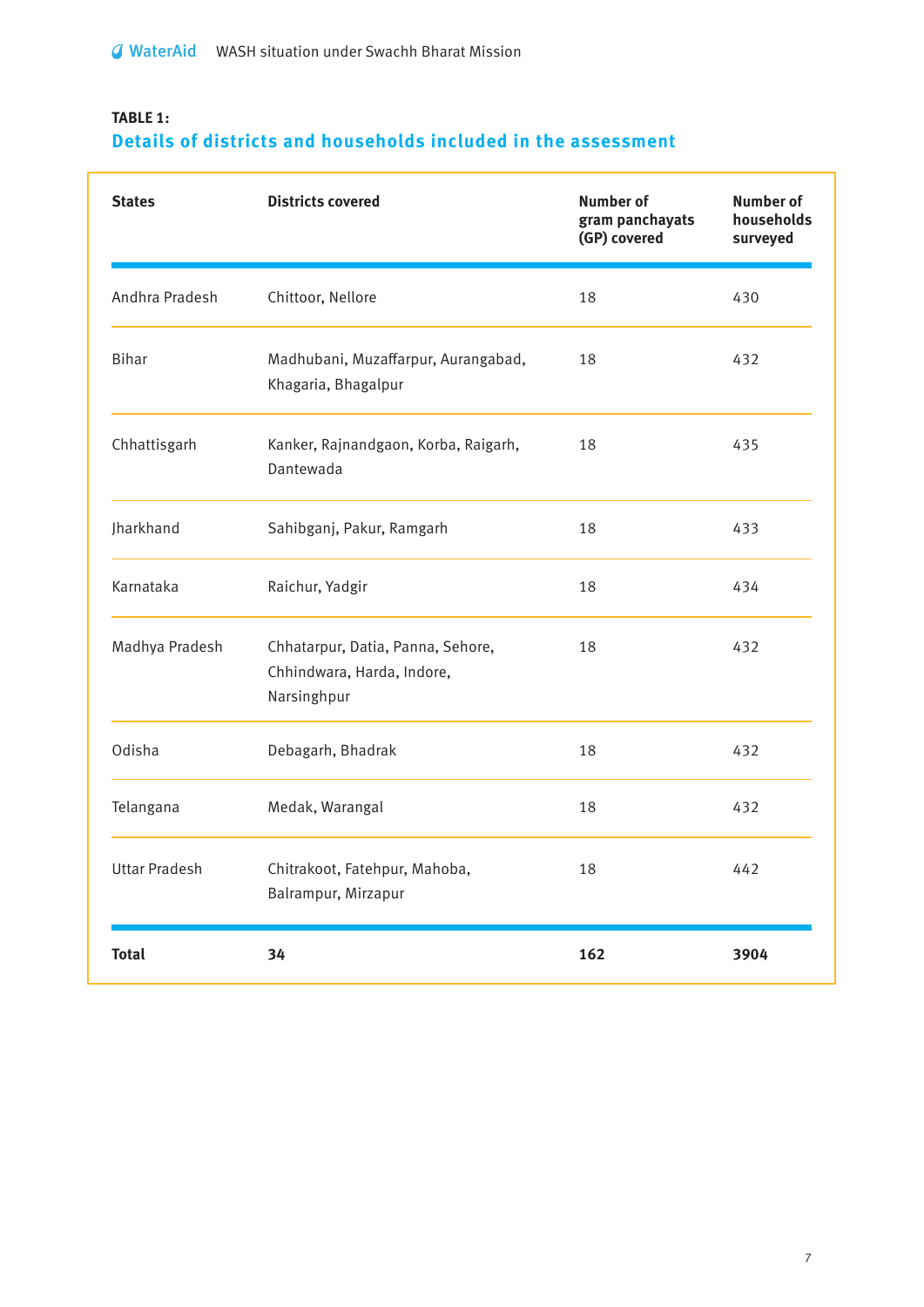**TABLE 1:**

## Details of districts and households included in the assessment

| States | Districts covered | Number of gram panchayats (GP) covered | Number of households surveyed |
| --- | --- | --- | --- |
| Andhra Pradesh | Chittoor, Nellore | 18 | 430 |
| Bihar | Madhubani, Muzaffarpur, Aurangabad, Khagaria, Bhagalpur | 18 | 432 |
| Chhattisgarh | Kanker, Rajnandgaon, Korba, Raigarh, Dantewada | 18 | 435 |
| Jharkhand | Sahibganj, Pakur, Ramgarh | 18 | 433 |
| Karnataka | Raichur, Yadgir | 18 | 434 |
| Madhya Pradesh | Chhatarpur, Datia, Panna, Sehore, Chhindwara, Harda, Indore, Narsinghpur | 18 | 432 |
| Odisha | Debagarh, Bhadrak | 18 | 432 |
| Telangana | Medak, Warangal | 18 | 432 |
| Uttar Pradesh | Chitrakoot, Fatehpur, Mahoba, Balrampur, Mirzapur | 18 | 442 |
| **Total** | **34** | **162** | **3904** |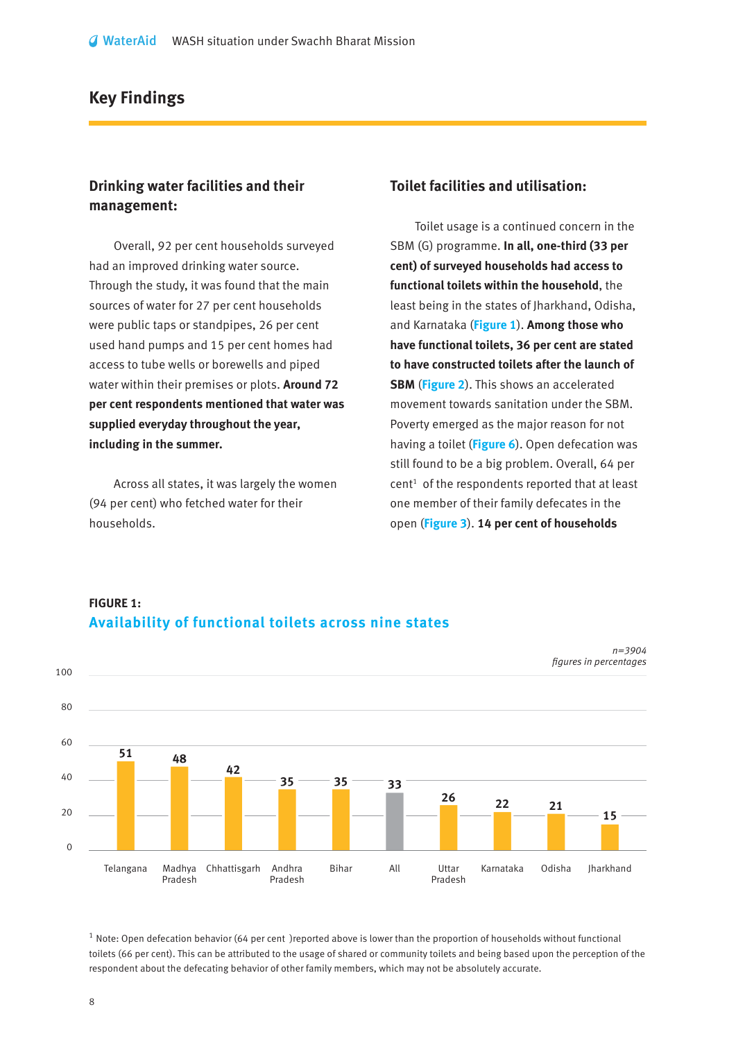## Key Findings

### Drinking water facilities and their management:

Overall, 92 per cent households surveyed had an improved drinking water source. Through the study, it was found that the main sources of water for 27 per cent households were public taps or standpipes, 26 per cent used hand pumps and 15 per cent homes had access to tube wells or borewells and piped water within their premises or plots. **Around 72 per cent respondents mentioned that water was supplied everyday throughout the year, including in the summer.**

Across all states, it was largely the women (94 per cent) who fetched water for their households.

### Toilet facilities and utilisation:

Toilet usage is a continued concern in the SBM (G) programme. **In all, one-third (33 per cent) of surveyed households had access to functional toilets within the household**, the least being in the states of Jharkhand, Odisha, and Karnataka (Figure 1). **Among those who have functional toilets, 36 per cent are stated to have constructed toilets after the launch of SBM** (Figure 2). This shows an accelerated movement towards sanitation under the SBM. Poverty emerged as the major reason for not having a toilet (Figure 6). Open defecation was still found to be a big problem. Overall, 64 per cent[1] of the respondents reported that at least one member of their family defecates in the open (Figure 3). **14 per cent of households**

**FIGURE 1:**

**Availability of functional toilets across nine states**

*n=3904*
*figures in percentages*

| State | Percentage |
|---|---|
| Telangana | 51 |
| Madhya Pradesh | 48 |
| Chhattisgarh | 42 |
| Andhra Pradesh | 35 |
| Bihar | 35 |
| All | 33 |
| Uttar Pradesh | 26 |
| Karnataka | 22 |
| Odisha | 21 |
| Jharkhand | 15 |

[1] Note: Open defecation behavior (64 per cent )reported above is lower than the proportion of households without functional toilets (66 per cent). This can be attributed to the usage of shared or community toilets and being based upon the perception of the respondent about the defecating behavior of other family members, which may not be absolutely accurate.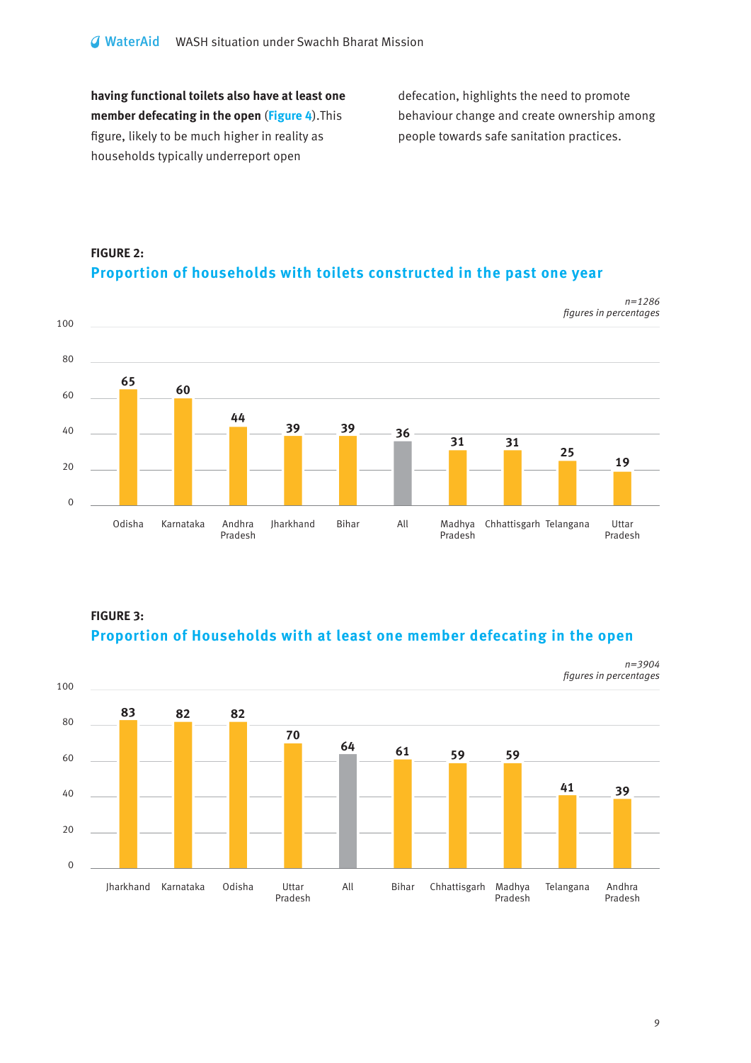**having functional toilets also have at least one member defecating in the open** (Figure 4).This figure, likely to be much higher in reality as households typically underreport open defecation, highlights the need to promote behaviour change and create ownership among people towards safe sanitation practices.

**FIGURE 2:**

## Proportion of households with toilets constructed in the past one year

*n=1286*
*figures in percentages*

| State | Percentage |
|---|---|
| Odisha | 65 |
| Karnataka | 60 |
| Andhra Pradesh | 44 |
| Jharkhand | 39 |
| Bihar | 39 |
| All | 36 |
| Madhya Pradesh | 31 |
| Chhattisgarh | 31 |
| Telangana | 25 |
| Uttar Pradesh | 19 |

**FIGURE 3:**

## Proportion of Households with at least one member defecating in the open

*n=3904*
*figures in percentages*

| State | Percentage |
|---|---|
| Jharkhand | 83 |
| Karnataka | 82 |
| Odisha | 82 |
| Uttar Pradesh | 70 |
| All | 64 |
| Bihar | 61 |
| Chhattisgarh | 59 |
| Madhya Pradesh | 59 |
| Telangana | 41 |
| Andhra Pradesh | 39 |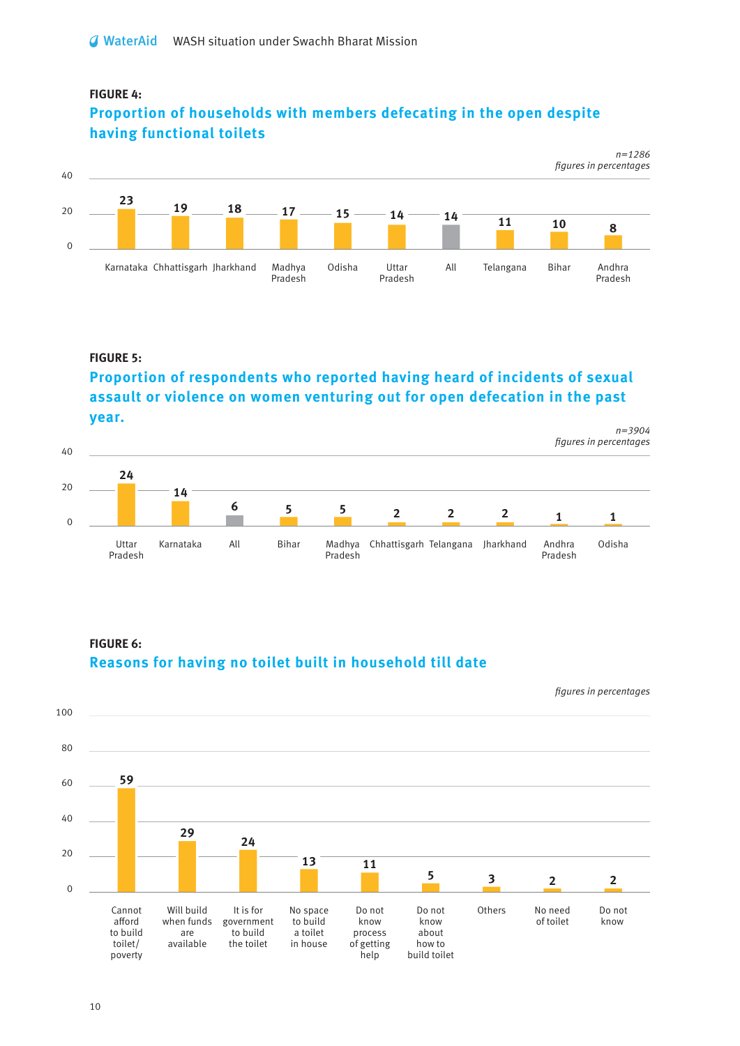**FIGURE 4:**

## Proportion of households with members defecating in the open despite having functional toilets

*n=1286*
*figures in percentages*

| Karnataka | Chhattisgarh | Jharkhand | Madhya Pradesh | Odisha | Uttar Pradesh | All | Telangana | Bihar | Andhra Pradesh |
|---|---|---|---|---|---|---|---|---|---|
| 23 | 19 | 18 | 17 | 15 | 14 | 14 | 11 | 10 | 8 |

**FIGURE 5:**

## Proportion of respondents who reported having heard of incidents of sexual assault or violence on women venturing out for open defecation in the past year.

*n=3904*
*figures in percentages*

| Uttar Pradesh | Karnataka | All | Bihar | Madhya Pradesh | Chhattisgarh | Telangana | Jharkhand | Andhra Pradesh | Odisha |
|---|---|---|---|---|---|---|---|---|---|
| 24 | 14 | 6 | 5 | 5 | 2 | 2 | 2 | 1 | 1 |

**FIGURE 6:**

## Reasons for having no toilet built in household till date

*figures in percentages*

| Cannot afford to build toilet/ poverty | Will build when funds are available | It is for government to build the toilet | No space to build a toilet in house | Do not know process of getting help | Do not know about how to build toilet | Others | No need of toilet | Do not know |
|---|---|---|---|---|---|---|---|---|
| 59 | 29 | 24 | 13 | 11 | 5 | 3 | 2 | 2 |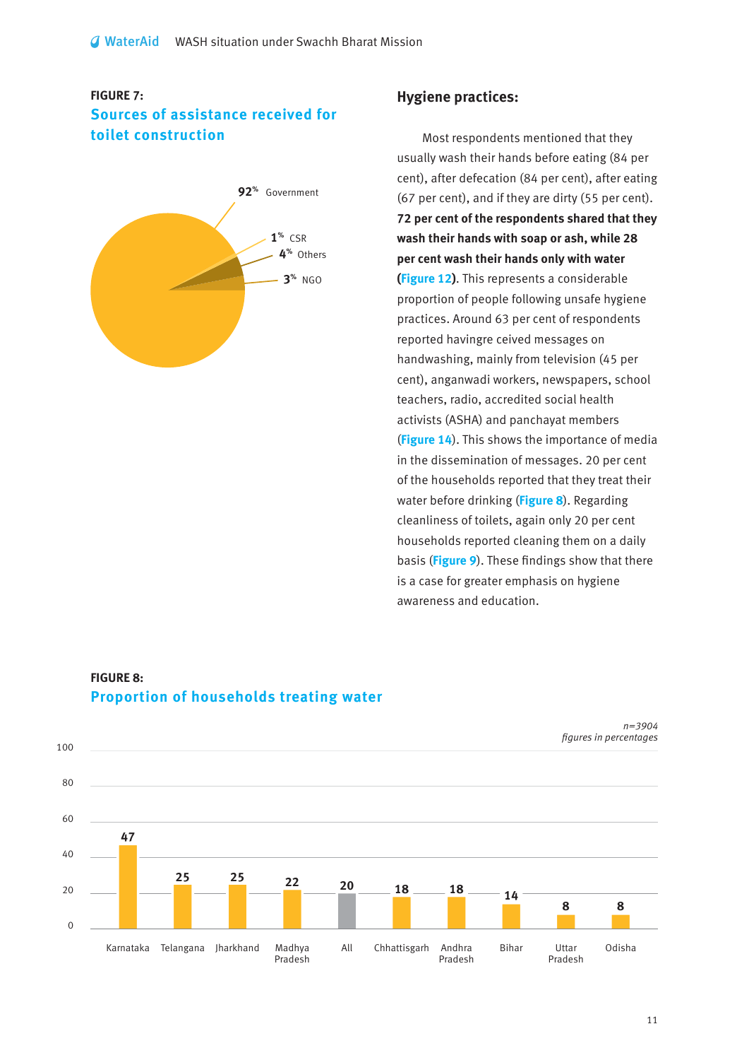**FIGURE 7:**

## Sources of assistance received for toilet construction

92% Government

1% CSR

4% Others

3% NGO

## Hygiene practices:

Most respondents mentioned that they usually wash their hands before eating (84 per cent), after defecation (84 per cent), after eating (67 per cent), and if they are dirty (55 per cent). **72 per cent of the respondents shared that they wash their hands with soap or ash, while 28 per cent wash their hands only with water (Figure 12).** This represents a considerable proportion of people following unsafe hygiene practices. Around 63 per cent of respondents reported havingre ceived messages on handwashing, mainly from television (45 per cent), anganwadi workers, newspapers, school teachers, radio, accredited social health activists (ASHA) and panchayat members (Figure 14). This shows the importance of media in the dissemination of messages. 20 per cent of the households reported that they treat their water before drinking (Figure 8). Regarding cleanliness of toilets, again only 20 per cent households reported cleaning them on a daily basis (Figure 9). These findings show that there is a case for greater emphasis on hygiene awareness and education.

**FIGURE 8:**

## Proportion of households treating water

*n=3904*
*figures in percentages*

| State | Percentage |
|---|---|
| Karnataka | 47 |
| Telangana | 25 |
| Jharkhand | 25 |
| Madhya Pradesh | 22 |
| All | 20 |
| Chhattisgarh | 18 |
| Andhra Pradesh | 18 |
| Bihar | 14 |
| Uttar Pradesh | 8 |
| Odisha | 8 |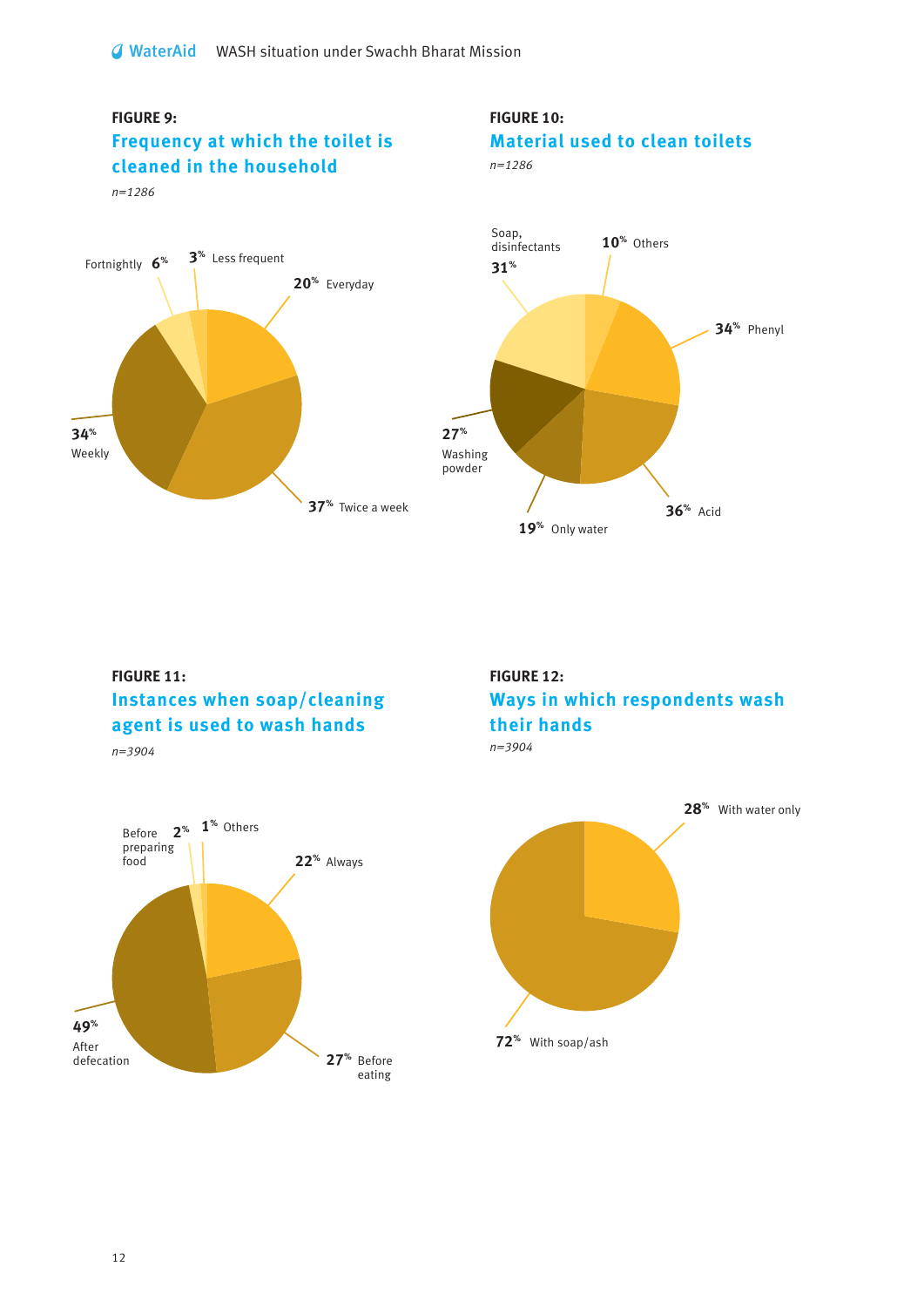**FIGURE 9:**

## Frequency at which the toilet is cleaned in the household

*n=1286*

- Everyday: 20%
- Twice a week: 37%
- Weekly: 34%
- Fortnightly: 6%
- Less frequent: 3%

**FIGURE 10:**

## Material used to clean toilets

*n=1286*

- Others: 10%
- Phenyl: 34%
- Acid: 36%
- Only water: 19%
- Washing powder: 27%
- Soap, disinfectants: 31%

**FIGURE 11:**

## Instances when soap/cleaning agent is used to wash hands

*n=3904*

- Always: 22%
- Before eating: 27%
- After defecation: 49%
- Before preparing food: 2%
- Others: 1%

**FIGURE 12:**

## Ways in which respondents wash their hands

*n=3904*

- With water only: 28%
- With soap/ash: 72%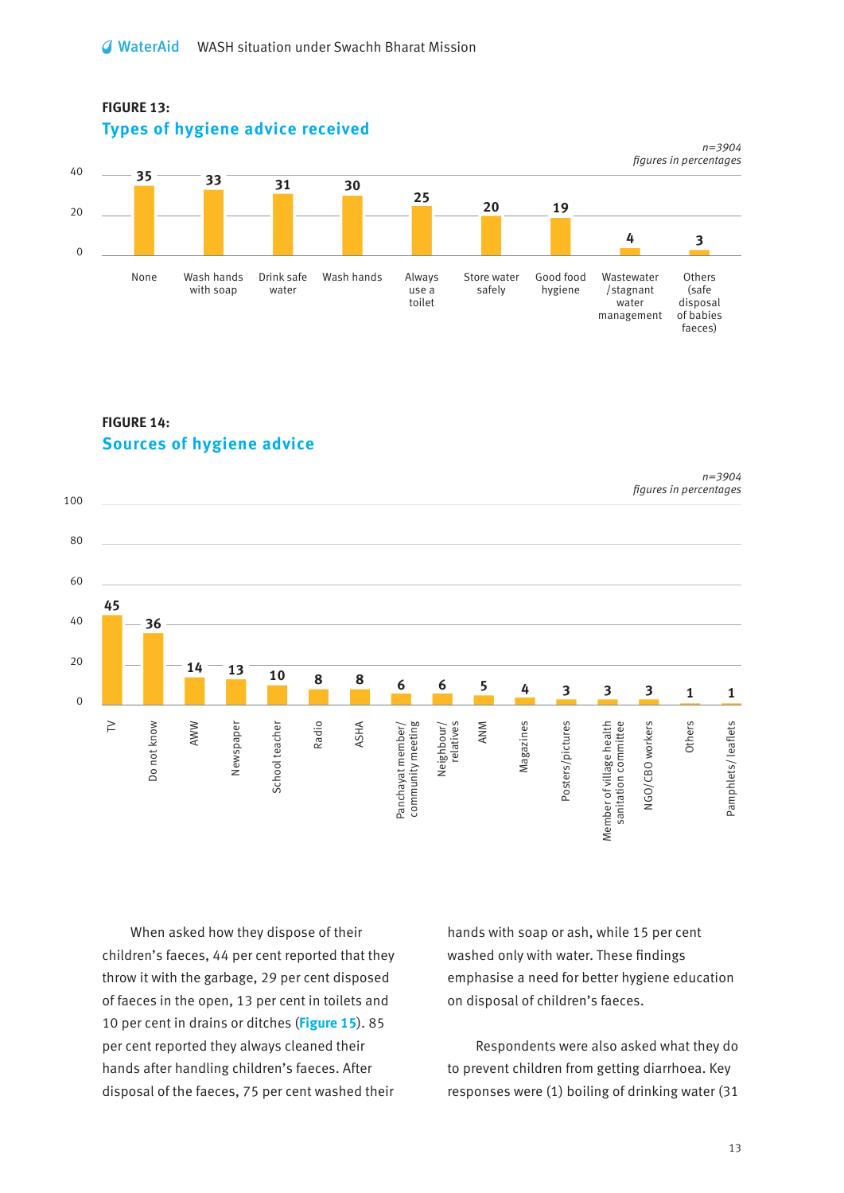**FIGURE 13:**

## Types of hygiene advice received

*n=3904*
*figures in percentages*

| Type | % |
|---|---|
| None | 35 |
| Wash hands with soap | 33 |
| Drink safe water | 31 |
| Wash hands | 30 |
| Always use a toilet | 25 |
| Store water safely | 20 |
| Good food hygiene | 19 |
| Wastewater /stagnant water management | 4 |
| Others (safe disposal of babies faeces) | 3 |

**FIGURE 14:**

## Sources of hygiene advice

*n=3904*
*figures in percentages*

| Source | % |
|---|---|
| TV | 45 |
| Do not know | 36 |
| AWW | 14 |
| Newspaper | 13 |
| School teacher | 10 |
| Radio | 8 |
| ASHA | 8 |
| Panchayat member/ community meeting | 6 |
| Neighbour/ relatives | 6 |
| ANM | 5 |
| Magazines | 4 |
| Posters/pictures | 3 |
| Member of village health sanitation committee | 3 |
| NGO/CBO workers | 3 |
| Others | 1 |
| Pamphlets/ leaflets | 1 |

When asked how they dispose of their children's faeces, 44 per cent reported that they throw it with the garbage, 29 per cent disposed of faeces in the open, 13 per cent in toilets and 10 per cent in drains or ditches (**Figure 15**). 85 per cent reported they always cleaned their hands after handling children's faeces. After disposal of the faeces, 75 per cent washed their hands with soap or ash, while 15 per cent washed only with water. These findings emphasise a need for better hygiene education on disposal of children's faeces.

Respondents were also asked what they do to prevent children from getting diarrhoea. Key responses were (1) boiling of drinking water (31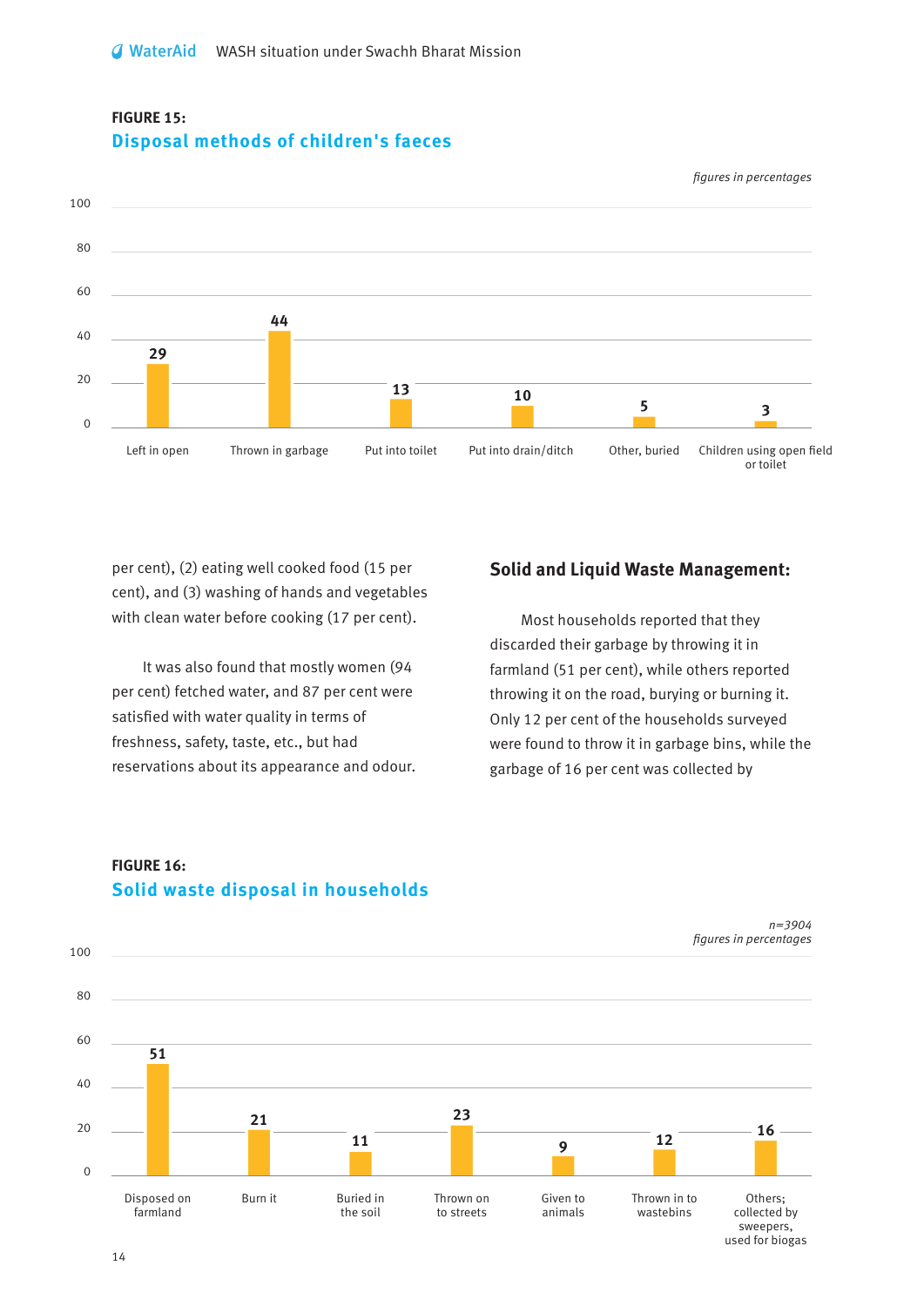**FIGURE 15:**

## Disposal methods of children's faeces

*figures in percentages*

| Disposal method | Percentage |
|---|---|
| Left in open | 29 |
| Thrown in garbage | 44 |
| Put into toilet | 13 |
| Put into drain/ditch | 10 |
| Other, buried | 5 |
| Children using open field or toilet | 3 |

per cent), (2) eating well cooked food (15 per cent), and (3) washing of hands and vegetables with clean water before cooking (17 per cent).

It was also found that mostly women (94 per cent) fetched water, and 87 per cent were satisfied with water quality in terms of freshness, safety, taste, etc., but had reservations about its appearance and odour.

### Solid and Liquid Waste Management:

Most households reported that they discarded their garbage by throwing it in farmland (51 per cent), while others reported throwing it on the road, burying or burning it. Only 12 per cent of the households surveyed were found to throw it in garbage bins, while the garbage of 16 per cent was collected by

**FIGURE 16:**

## Solid waste disposal in households

*n=3904*
*figures in percentages*

| Disposal method | Percentage |
|---|---|
| Disposed on farmland | 51 |
| Burn it | 21 |
| Buried in the soil | 11 |
| Thrown on to streets | 23 |
| Given to animals | 9 |
| Thrown in to wastebins | 12 |
| Others; collected by sweepers, used for biogas | 16 |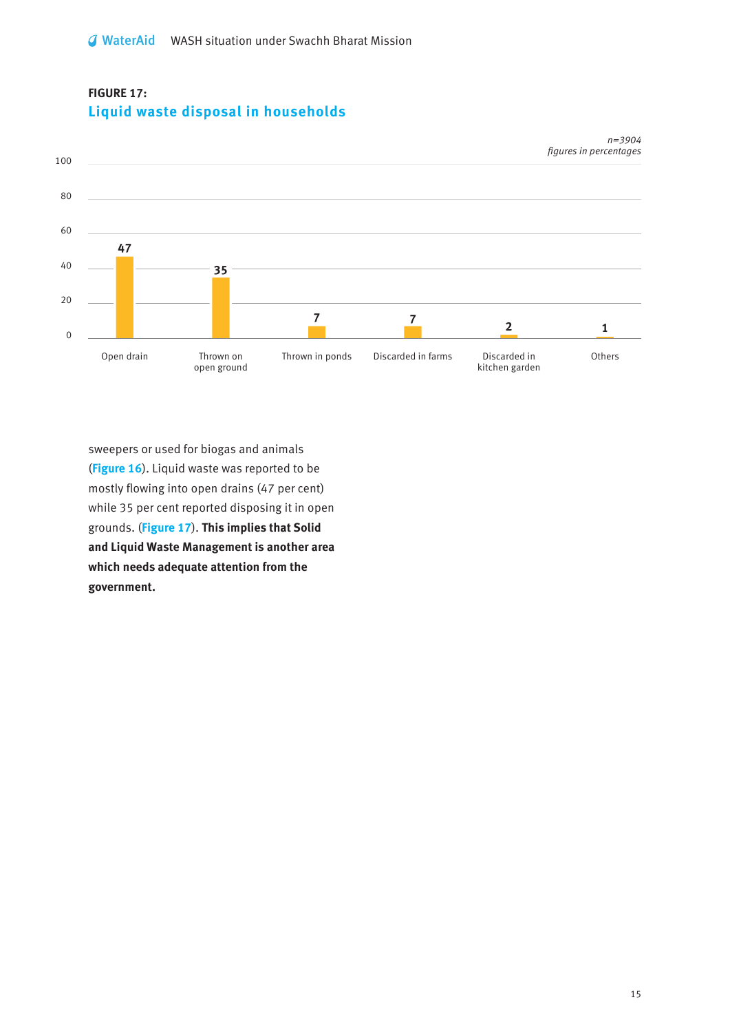**FIGURE 17:**

## Liquid waste disposal in households

*n=3904*
*figures in percentages*

| Category | Percentage |
|---|---|
| Open drain | 47 |
| Thrown on open ground | 35 |
| Thrown in ponds | 7 |
| Discarded in farms | 7 |
| Discarded in kitchen garden | 2 |
| Others | 1 |

sweepers or used for biogas and animals (**Figure 16**). Liquid waste was reported to be mostly flowing into open drains (47 per cent) while 35 per cent reported disposing it in open grounds. (**Figure 17**). **This implies that Solid and Liquid Waste Management is another area which needs adequate attention from the government.**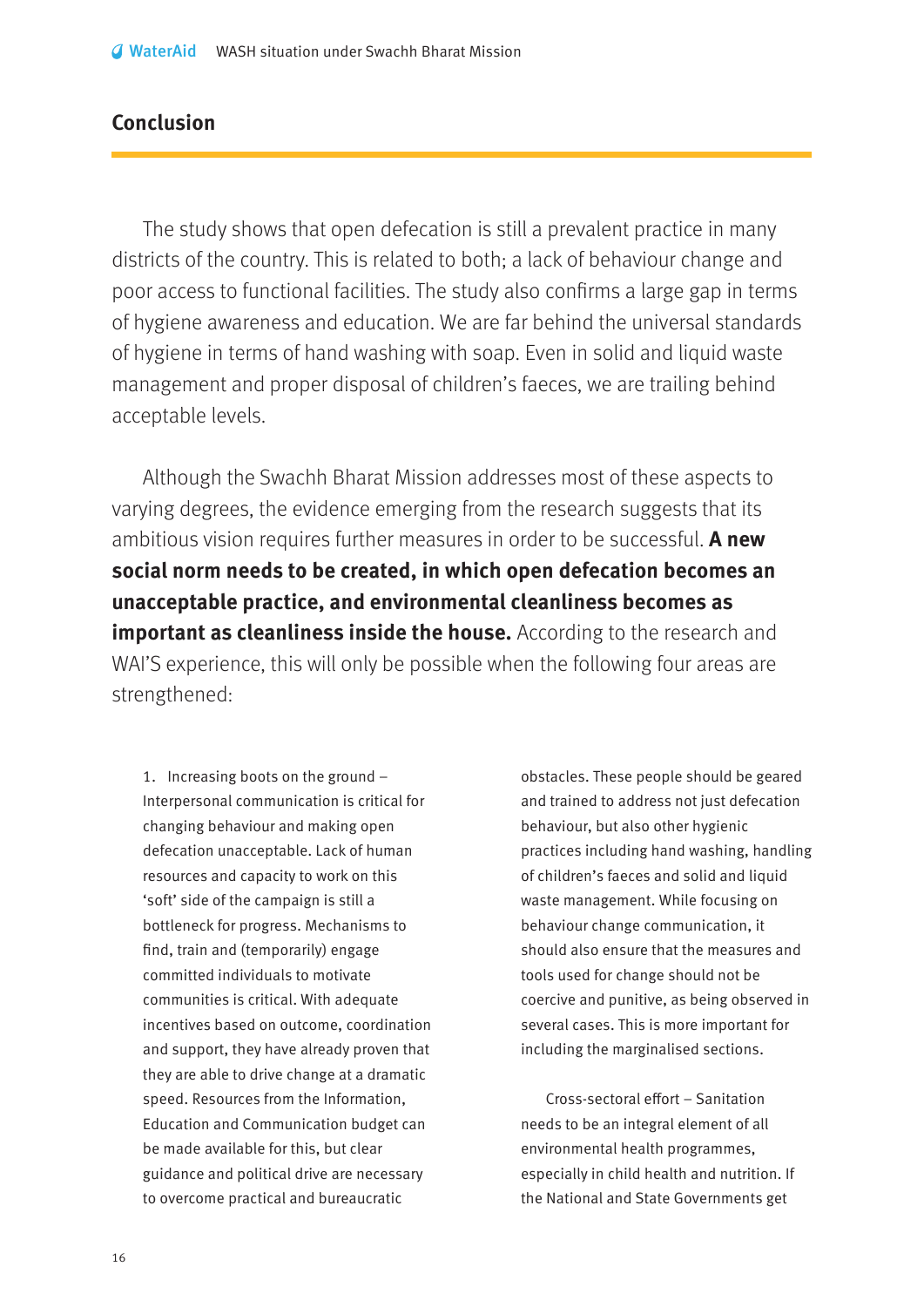## Conclusion

The study shows that open defecation is still a prevalent practice in many districts of the country. This is related to both; a lack of behaviour change and poor access to functional facilities. The study also confirms a large gap in terms of hygiene awareness and education. We are far behind the universal standards of hygiene in terms of hand washing with soap. Even in solid and liquid waste management and proper disposal of children's faeces, we are trailing behind acceptable levels.

Although the Swachh Bharat Mission addresses most of these aspects to varying degrees, the evidence emerging from the research suggests that its ambitious vision requires further measures in order to be successful. **A new social norm needs to be created, in which open defecation becomes an unacceptable practice, and environmental cleanliness becomes as important as cleanliness inside the house.** According to the research and WAI'S experience, this will only be possible when the following four areas are strengthened:

1. Increasing boots on the ground – Interpersonal communication is critical for changing behaviour and making open defecation unacceptable. Lack of human resources and capacity to work on this 'soft' side of the campaign is still a bottleneck for progress. Mechanisms to find, train and (temporarily) engage committed individuals to motivate communities is critical. With adequate incentives based on outcome, coordination and support, they have already proven that they are able to drive change at a dramatic speed. Resources from the Information, Education and Communication budget can be made available for this, but clear guidance and political drive are necessary to overcome practical and bureaucratic obstacles. These people should be geared and trained to address not just defecation behaviour, but also other hygienic practices including hand washing, handling of children's faeces and solid and liquid waste management. While focusing on behaviour change communication, it should also ensure that the measures and tools used for change should not be coercive and punitive, as being observed in several cases. This is more important for including the marginalised sections.

Cross-sectoral effort – Sanitation needs to be an integral element of all environmental health programmes, especially in child health and nutrition. If the National and State Governments get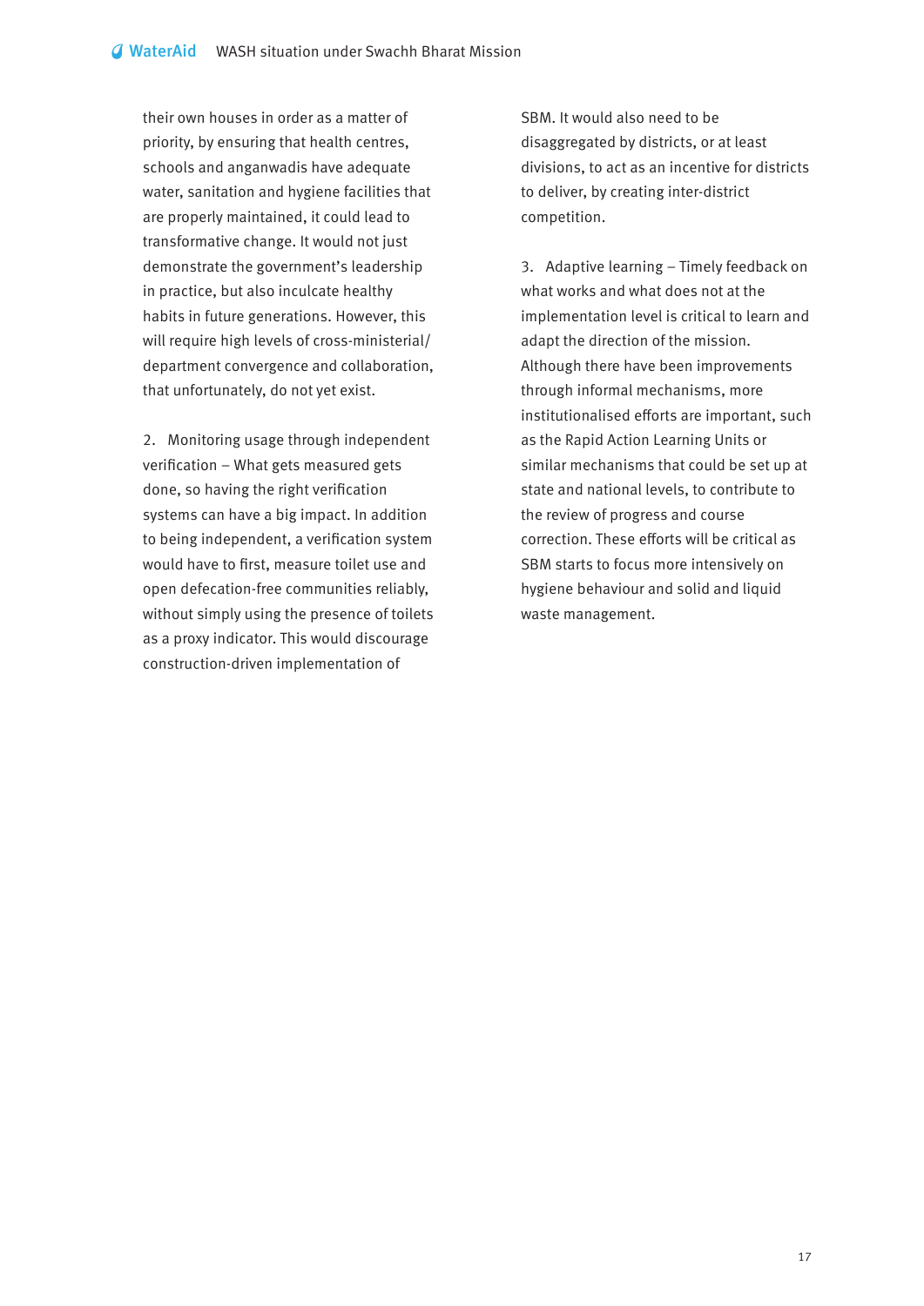their own houses in order as a matter of priority, by ensuring that health centres, schools and anganwadis have adequate water, sanitation and hygiene facilities that are properly maintained, it could lead to transformative change. It would not just demonstrate the government's leadership in practice, but also inculcate healthy habits in future generations. However, this will require high levels of cross-ministerial/department convergence and collaboration, that unfortunately, do not yet exist.

2. Monitoring usage through independent verification – What gets measured gets done, so having the right verification systems can have a big impact. In addition to being independent, a verification system would have to first, measure toilet use and open defecation-free communities reliably, without simply using the presence of toilets as a proxy indicator. This would discourage construction-driven implementation of SBM. It would also need to be disaggregated by districts, or at least divisions, to act as an incentive for districts to deliver, by creating inter-district competition.

3. Adaptive learning – Timely feedback on what works and what does not at the implementation level is critical to learn and adapt the direction of the mission. Although there have been improvements through informal mechanisms, more institutionalised efforts are important, such as the Rapid Action Learning Units or similar mechanisms that could be set up at state and national levels, to contribute to the review of progress and course correction. These efforts will be critical as SBM starts to focus more intensively on hygiene behaviour and solid and liquid waste management.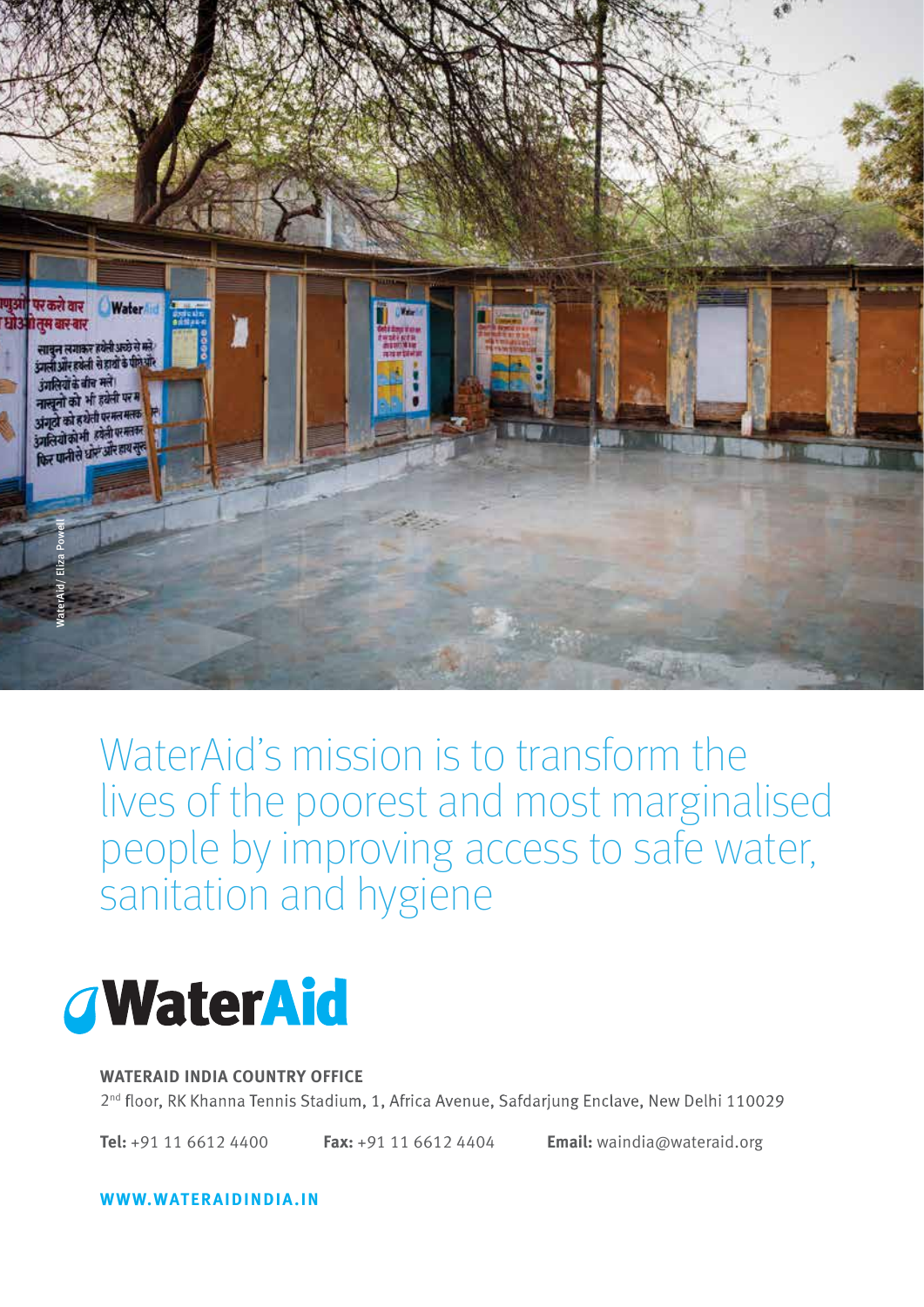WaterAid's mission is to transform the lives of the poorest and most marginalised people by improving access to safe water, sanitation and hygiene

WaterAid

**WATERAID INDIA COUNTRY OFFICE**

2nd floor, RK Khanna Tennis Stadium, 1, Africa Avenue, Safdarjung Enclave, New Delhi 110029

**Tel:** +91 11 6612 4400 **Fax:** +91 11 6612 4404 **Email:** waindia@wateraid.org

**WWW.WATERAIDINDIA.IN**